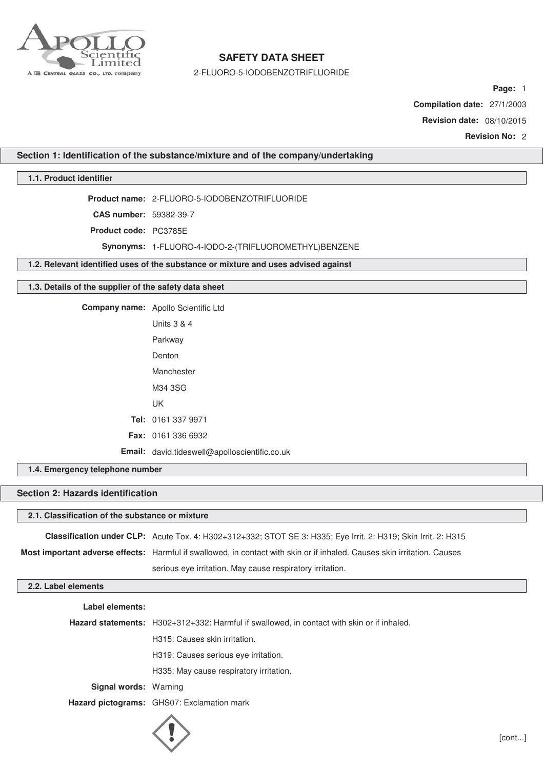# SAFETY DATA SHEET

2-FLUORO-5-IODOBENZOTRIFLUORIDE

**Compilation date:** 27/1/2003

**Revision date:** 08/10/2015

**Revision No:** 2

## Section 1: Identification of the substance/mixture and of the company/undertaking

### 1.1. Product identifier

**Product name:** 2-FLUORO-5-IODOBENZOTRIFLUORIDE

**CAS number:** 59382-39-7

**Product code:** PC3785E

**Synonyms:** 1-FLUORO-4-IODO-2-(TRIFLUOROMETHYL)BENZENE

### 1.2. Relevant identified uses of the substance or mixture and uses advised against

### 1.3. Details of the supplier of the safety data sheet

**Company name:** Apollo Scientific Ltd

Units 3 & 4

Parkway

Denton

Manchester

M34 3SG

UK

**Tel:** 0161 337 9971

**Fax:** 0161 336 6932

**Email:** david.tideswell@apolloscientific.co.uk

### 1.4. Emergency telephone number

## Section 2: Hazards identification

### 2.1. Classification of the substance or mixture

**Classification under CLP:** Acute Tox. 4: H302+312+332; STOT SE 3: H335; Eye Irrit. 2: H319; Skin Irrit. 2: H315

**Most important adverse effects:** Harmful if swallowed, in contact with skin or if inhaled. Causes skin irritation. Causes serious eye irritation. May cause respiratory irritation.

### 2.2. Label elements

**Label elements:**

**Hazard statements:** H302+312+332: Harmful if swallowed, in contact with skin or if inhaled.

H315: Causes skin irritation.

H319: Causes serious eye irritation.

H335: May cause respiratory irritation.

**Signal words:** Warning

**Hazard pictograms:** GHS07: Exclamation mark

[cont...]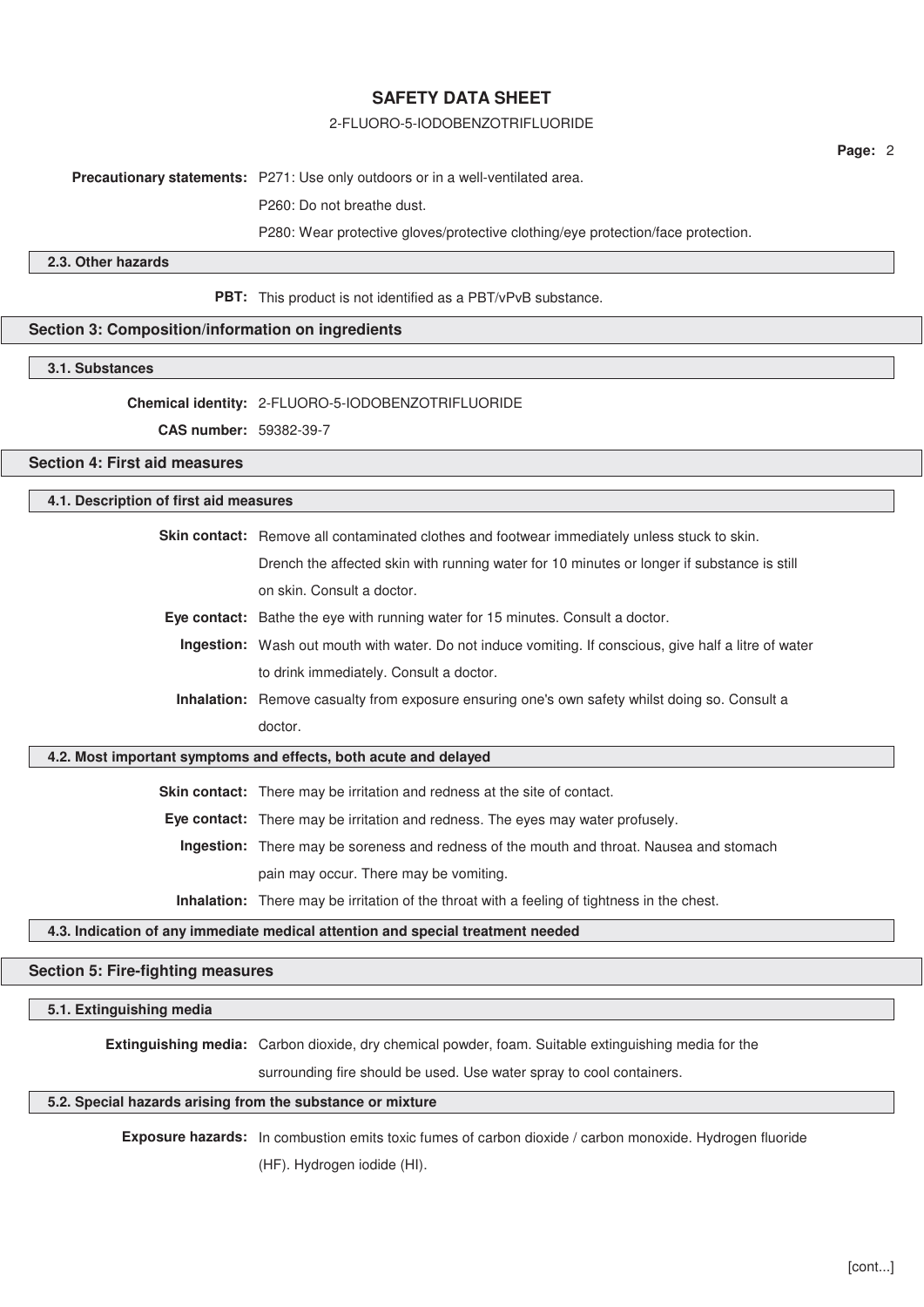**Precautionary statements:** P271: Use only outdoors or in a well-ventilated area.

P260: Do not breathe dust.

P280: Wear protective gloves/protective clothing/eye protection/face protection.

### 2.3. Other hazards

**PBT:** This product is not identified as a PBT/vPvB substance.

## Section 3: Composition/information on ingredients

### 3.1. Substances

**Chemical identity:** 2-FLUORO-5-IODOBENZOTRIFLUORIDE

**CAS number:** 59382-39-7

## Section 4: First aid measures

### 4.1. Description of first aid measures

**Skin contact:** Remove all contaminated clothes and footwear immediately unless stuck to skin. Drench the affected skin with running water for 10 minutes or longer if substance is still on skin. Consult a doctor.

**Eye contact:** Bathe the eye with running water for 15 minutes. Consult a doctor.

**Ingestion:** Wash out mouth with water. Do not induce vomiting. If conscious, give half a litre of water to drink immediately. Consult a doctor.

**Inhalation:** Remove casualty from exposure ensuring one's own safety whilst doing so. Consult a doctor.

### 4.2. Most important symptoms and effects, both acute and delayed

**Skin contact:** There may be irritation and redness at the site of contact.

**Eye contact:** There may be irritation and redness. The eyes may water profusely.

**Ingestion:** There may be soreness and redness of the mouth and throat. Nausea and stomach pain may occur. There may be vomiting.

**Inhalation:** There may be irritation of the throat with a feeling of tightness in the chest.

### 4.3. Indication of any immediate medical attention and special treatment needed

## Section 5: Fire-fighting measures

### 5.1. Extinguishing media

**Extinguishing media:** Carbon dioxide, dry chemical powder, foam. Suitable extinguishing media for the surrounding fire should be used. Use water spray to cool containers.

### 5.2. Special hazards arising from the substance or mixture

**Exposure hazards:** In combustion emits toxic fumes of carbon dioxide / carbon monoxide. Hydrogen fluoride (HF). Hydrogen iodide (HI).

[cont...]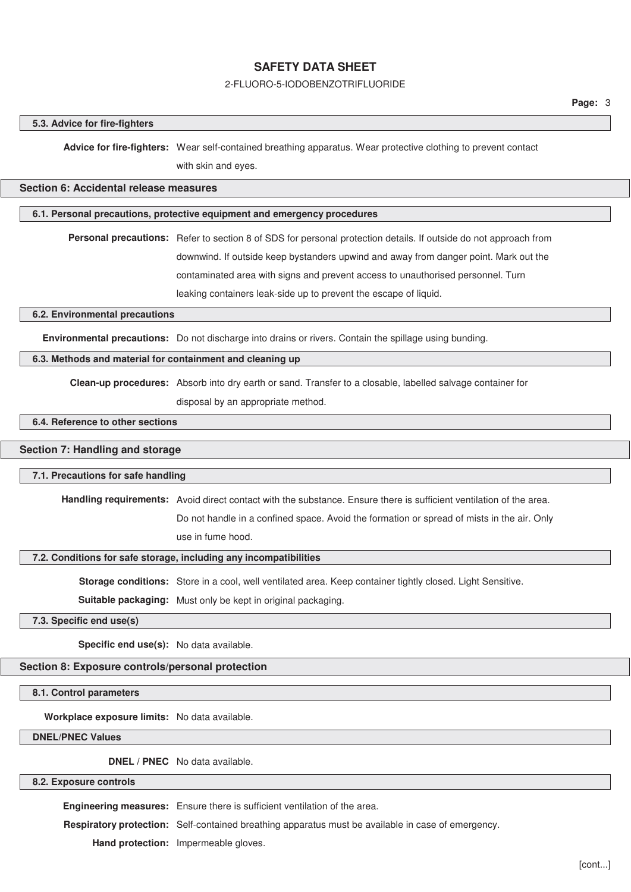#### 5.3. Advice for fire-fighters

**Advice for fire-fighters:** Wear self-contained breathing apparatus. Wear protective clothing to prevent contact with skin and eyes.

## Section 6: Accidental release measures

#### 6.1. Personal precautions, protective equipment and emergency procedures

**Personal precautions:** Refer to section 8 of SDS for personal protection details. If outside do not approach from downwind. If outside keep bystanders upwind and away from danger point. Mark out the contaminated area with signs and prevent access to unauthorised personnel. Turn leaking containers leak-side up to prevent the escape of liquid.

#### 6.2. Environmental precautions

**Environmental precautions:** Do not discharge into drains or rivers. Contain the spillage using bunding.

#### 6.3. Methods and material for containment and cleaning up

**Clean-up procedures:** Absorb into dry earth or sand. Transfer to a closable, labelled salvage container for disposal by an appropriate method.

#### 6.4. Reference to other sections

## Section 7: Handling and storage

#### 7.1. Precautions for safe handling

**Handling requirements:** Avoid direct contact with the substance. Ensure there is sufficient ventilation of the area. Do not handle in a confined space. Avoid the formation or spread of mists in the air. Only use in fume hood.

#### 7.2. Conditions for safe storage, including any incompatibilities

**Storage conditions:** Store in a cool, well ventilated area. Keep container tightly closed. Light Sensitive.

**Suitable packaging:** Must only be kept in original packaging.

#### 7.3. Specific end use(s)

**Specific end use(s):** No data available.

## Section 8: Exposure controls/personal protection

#### 8.1. Control parameters

**Workplace exposure limits:** No data available.

#### DNEL/PNEC Values

**DNEL / PNEC** No data available.

#### 8.2. Exposure controls

**Engineering measures:** Ensure there is sufficient ventilation of the area.

**Respiratory protection:** Self-contained breathing apparatus must be available in case of emergency.

**Hand protection:** Impermeable gloves.

[cont...]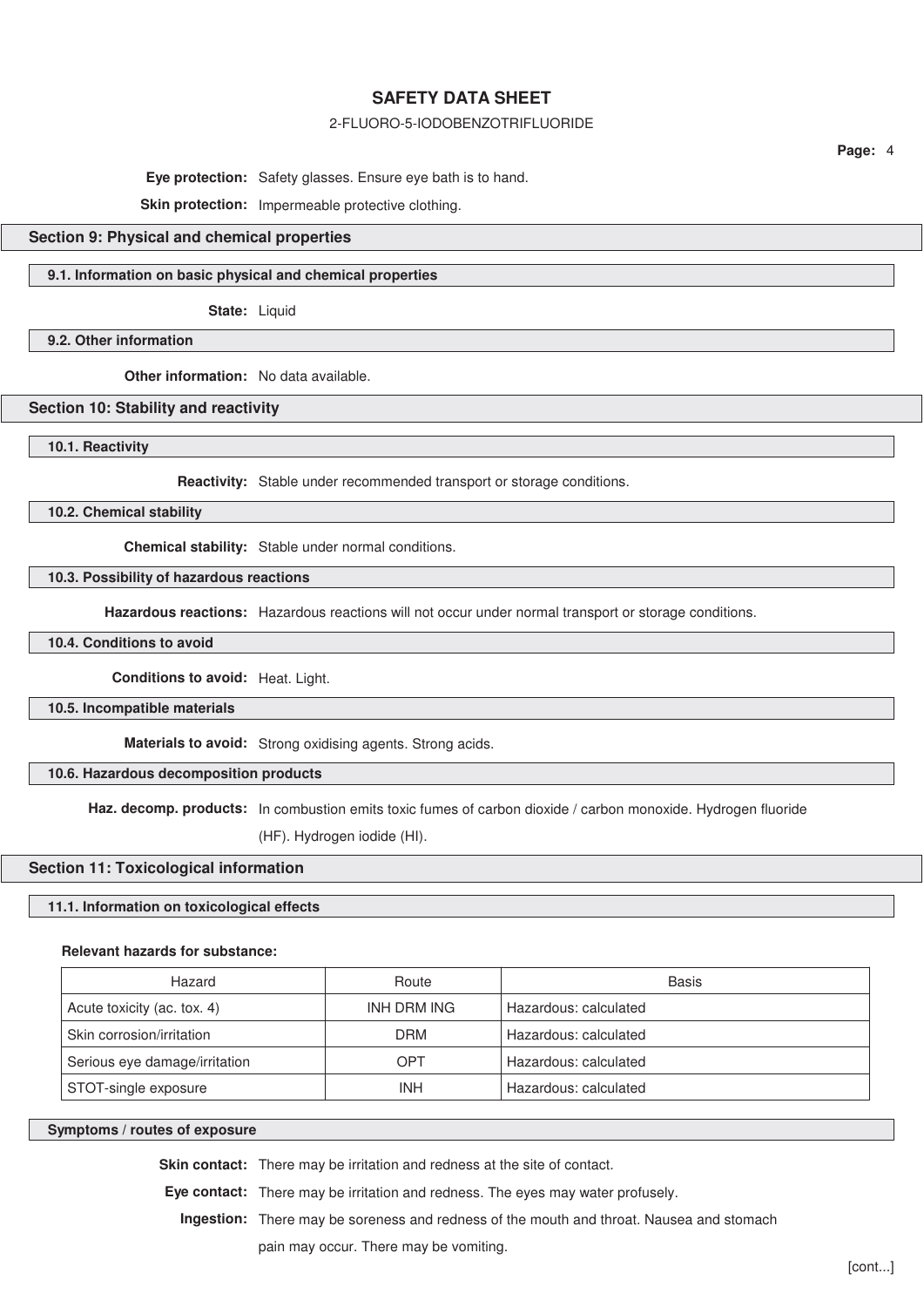**Eye protection:** Safety glasses. Ensure eye bath is to hand.

**Skin protection:** Impermeable protective clothing.

## Section 9: Physical and chemical properties

### 9.1. Information on basic physical and chemical properties

**State:** Liquid

### 9.2. Other information

**Other information:** No data available.

## Section 10: Stability and reactivity

### 10.1. Reactivity

**Reactivity:** Stable under recommended transport or storage conditions.

### 10.2. Chemical stability

**Chemical stability:** Stable under normal conditions.

### 10.3. Possibility of hazardous reactions

**Hazardous reactions:** Hazardous reactions will not occur under normal transport or storage conditions.

### 10.4. Conditions to avoid

**Conditions to avoid:** Heat. Light.

### 10.5. Incompatible materials

**Materials to avoid:** Strong oxidising agents. Strong acids.

### 10.6. Hazardous decomposition products

**Haz. decomp. products:** In combustion emits toxic fumes of carbon dioxide / carbon monoxide. Hydrogen fluoride (HF). Hydrogen iodide (HI).

## Section 11: Toxicological information

### 11.1. Information on toxicological effects

**Relevant hazards for substance:**

| Hazard | Route | Basis |
|---|---|---|
| Acute toxicity (ac. tox. 4) | INH DRM ING | Hazardous: calculated |
| Skin corrosion/irritation | DRM | Hazardous: calculated |
| Serious eye damage/irritation | OPT | Hazardous: calculated |
| STOT-single exposure | INH | Hazardous: calculated |

### Symptoms / routes of exposure

**Skin contact:** There may be irritation and redness at the site of contact.

**Eye contact:** There may be irritation and redness. The eyes may water profusely.

**Ingestion:** There may be soreness and redness of the mouth and throat. Nausea and stomach pain may occur. There may be vomiting.

[cont...]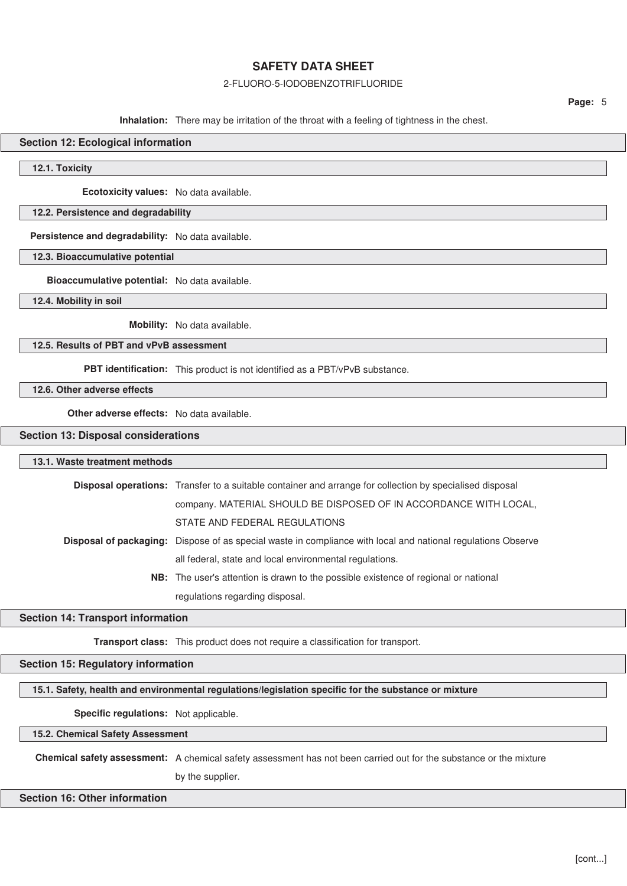**Inhalation:** There may be irritation of the throat with a feeling of tightness in the chest.

## Section 12: Ecological information

### 12.1. Toxicity

**Ecotoxicity values:** No data available.

### 12.2. Persistence and degradability

**Persistence and degradability:** No data available.

### 12.3. Bioaccumulative potential

**Bioaccumulative potential:** No data available.

### 12.4. Mobility in soil

**Mobility:** No data available.

### 12.5. Results of PBT and vPvB assessment

**PBT identification:** This product is not identified as a PBT/vPvB substance.

### 12.6. Other adverse effects

**Other adverse effects:** No data available.

## Section 13: Disposal considerations

### 13.1. Waste treatment methods

**Disposal operations:** Transfer to a suitable container and arrange for collection by specialised disposal company. MATERIAL SHOULD BE DISPOSED OF IN ACCORDANCE WITH LOCAL, STATE AND FEDERAL REGULATIONS

**Disposal of packaging:** Dispose of as special waste in compliance with local and national regulations Observe all federal, state and local environmental regulations.

**NB:** The user's attention is drawn to the possible existence of regional or national regulations regarding disposal.

## Section 14: Transport information

**Transport class:** This product does not require a classification for transport.

## Section 15: Regulatory information

### 15.1. Safety, health and environmental regulations/legislation specific for the substance or mixture

**Specific regulations:** Not applicable.

### 15.2. Chemical Safety Assessment

**Chemical safety assessment:** A chemical safety assessment has not been carried out for the substance or the mixture by the supplier.

## Section 16: Other information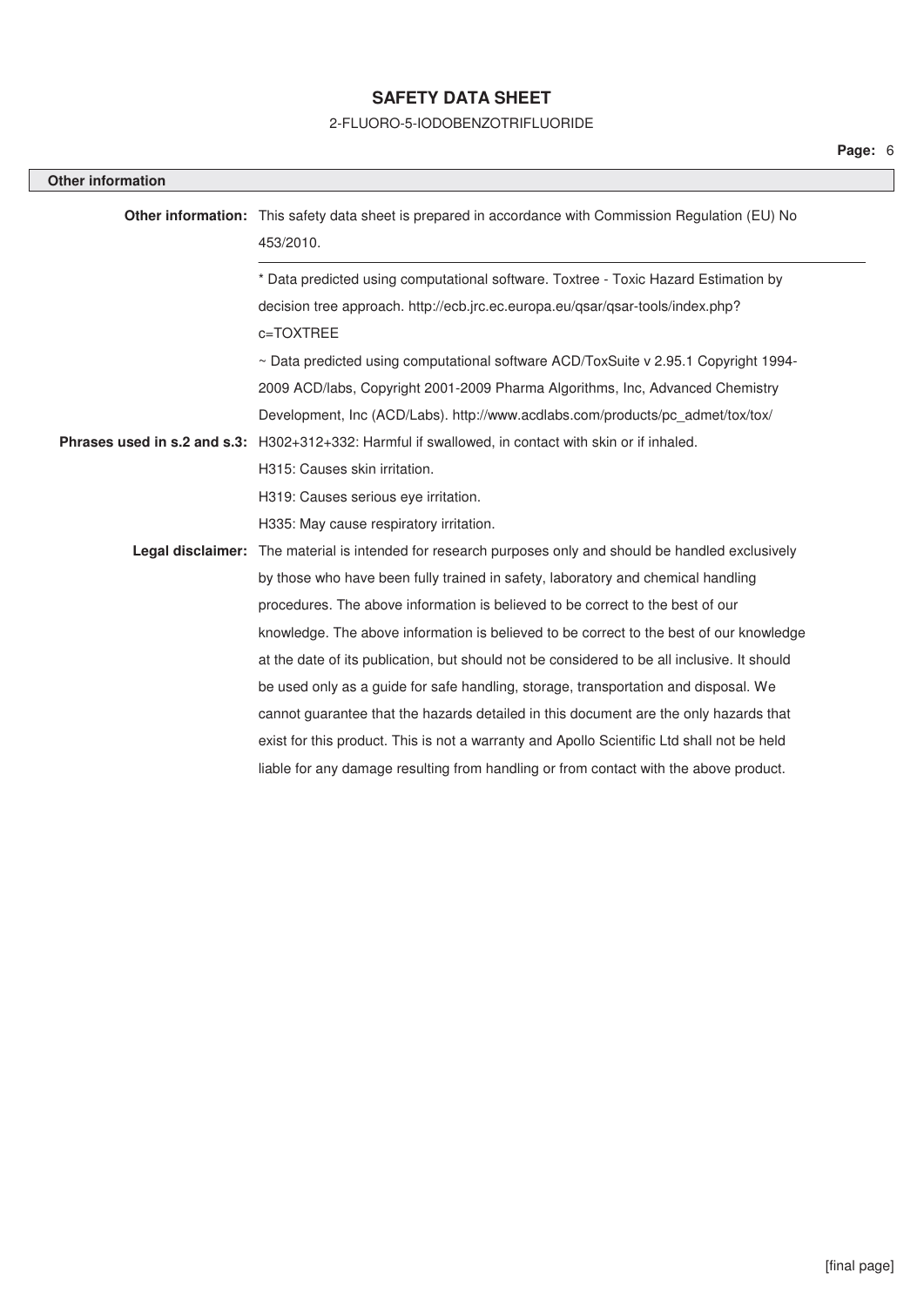## Other information

**Other information:** This safety data sheet is prepared in accordance with Commission Regulation (EU) No 453/2010.

---

* Data predicted using computational software. Toxtree - Toxic Hazard Estimation by decision tree approach. http://ecb.jrc.ec.europa.eu/qsar/qsar-tools/index.php?c=TOXTREE

~ Data predicted using computational software ACD/ToxSuite v 2.95.1 Copyright 1994-2009 ACD/labs, Copyright 2001-2009 Pharma Algorithms, Inc, Advanced Chemistry Development, Inc (ACD/Labs). http://www.acdlabs.com/products/pc_admet/tox/tox/

**Phrases used in s.2 and s.3:** H302+312+332: Harmful if swallowed, in contact with skin or if inhaled.

H315: Causes skin irritation.

H319: Causes serious eye irritation.

H335: May cause respiratory irritation.

**Legal disclaimer:** The material is intended for research purposes only and should be handled exclusively by those who have been fully trained in safety, laboratory and chemical handling procedures. The above information is believed to be correct to the best of our knowledge. The above information is believed to be correct to the best of our knowledge at the date of its publication, but should not be considered to be all inclusive. It should be used only as a guide for safe handling, storage, transportation and disposal. We cannot guarantee that the hazards detailed in this document are the only hazards that exist for this product. This is not a warranty and Apollo Scientific Ltd shall not be held liable for any damage resulting from handling or from contact with the above product.

[final page]